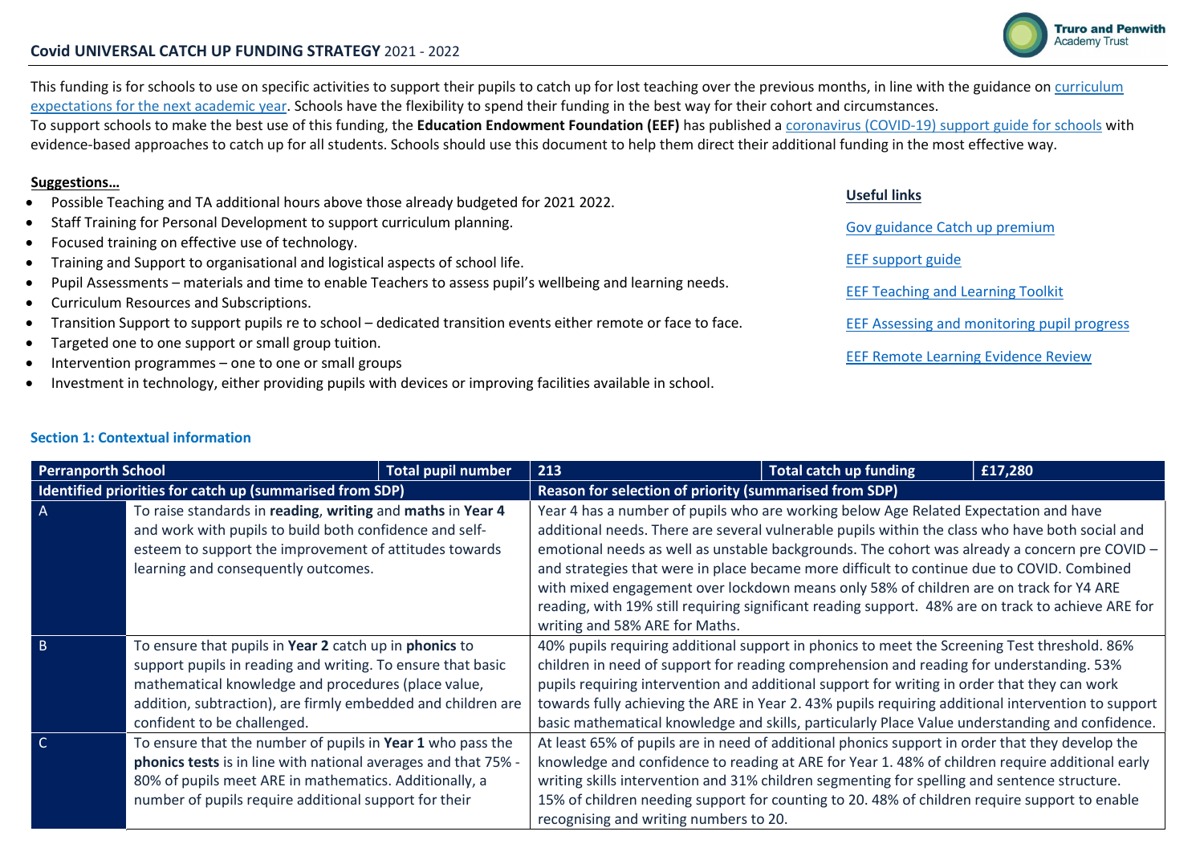## Covid UNIVERSAL CATCH UP FUNDING STRATEGY 2021 - 2022

This funding is for schools to use on specific activities to support their pupils to catch up for lost teaching over the previous months, in line with the guidance on curriculum expectations for the next academic year. Schools have the flexibility to spend their funding in the best way for their cohort and circumstances.

To support schools to make the best use of this funding, the **Education Endowment Foundation (EEF)** has published a coronavirus (COVID-19) support guide for schools with evidence-based approaches to catch up for all students. Schools should use this document to help them direct their additional funding in the most effective way.

**Suggestions…**

- Possible Teaching and TA additional hours above those already budgeted for 2021 2022.
- Staff Training for Personal Development to support curriculum planning.
- Focused training on effective use of technology.
- Training and Support to organisational and logistical aspects of school life.
- Pupil Assessments – materials and time to enable Teachers to assess pupil's wellbeing and learning needs.
- Curriculum Resources and Subscriptions.
- Transition Support to support pupils re to school – dedicated transition events either remote or face to face.
- Targeted one to one support or small group tuition.
- Intervention programmes – one to one or small groups
- Investment in technology, either providing pupils with devices or improving facilities available in school.

**Useful links**

Gov guidance Catch up premium

EEF support guide

EEF Teaching and Learning Toolkit

EEF Assessing and monitoring pupil progress

EEF Remote Learning Evidence Review

### Section 1: Contextual information

| Perranporth School | | Total pupil number | 213 | Total catch up funding | £17,280 |
|---|---|---|---|---|---|
| **Identified priorities for catch up (summarised from SDP)** | | | **Reason for selection of priority (summarised from SDP)** | | |
| A | To raise standards in **reading**, **writing** and **maths** in **Year 4** and work with pupils to build both confidence and self-esteem to support the improvement of attitudes towards learning and consequently outcomes. | | Year 4 has a number of pupils who are working below Age Related Expectation and have additional needs. There are several vulnerable pupils within the class who have both social and emotional needs as well as unstable backgrounds. The cohort was already a concern pre COVID – and strategies that were in place became more difficult to continue due to COVID. Combined with mixed engagement over lockdown means only 58% of children are on track for Y4 ARE reading, with 19% still requiring significant reading support. 48% are on track to achieve ARE for writing and 58% ARE for Maths. | | |
| B | To ensure that pupils in **Year 2** catch up in **phonics** to support pupils in reading and writing. To ensure that basic mathematical knowledge and procedures (place value, addition, subtraction), are firmly embedded and children are confident to be challenged. | | 40% pupils requiring additional support in phonics to meet the Screening Test threshold. 86% children in need of support for reading comprehension and reading for understanding. 53% pupils requiring intervention and additional support for writing in order that they can work towards fully achieving the ARE in Year 2. 43% pupils requiring additional intervention to support basic mathematical knowledge and skills, particularly Place Value understanding and confidence. | | |
| C | To ensure that the number of pupils in **Year 1** who pass the **phonics tests** is in line with national averages and that 75% - 80% of pupils meet ARE in mathematics. Additionally, a number of pupils require additional support for their | | At least 65% of pupils are in need of additional phonics support in order that they develop the knowledge and confidence to reading at ARE for Year 1. 48% of children require additional early writing skills intervention and 31% children segmenting for spelling and sentence structure. 15% of children needing support for counting to 20. 48% of children require support to enable recognising and writing numbers to 20. | | |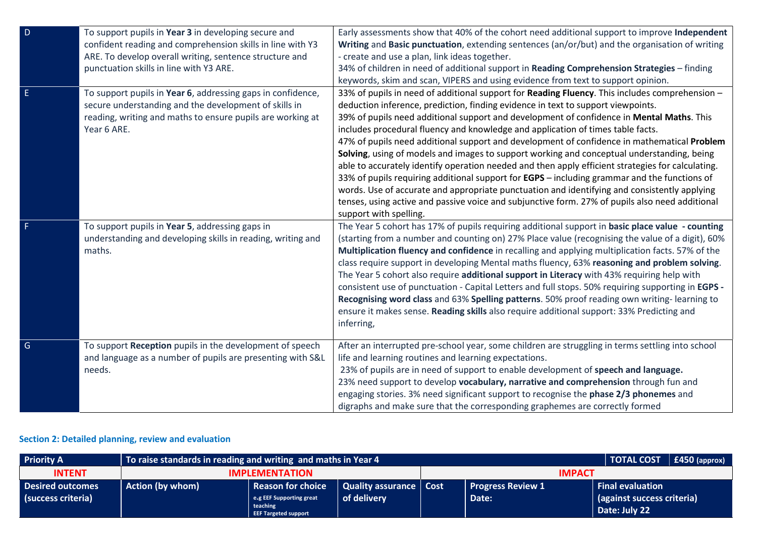| | | |
|---|---|---|
| D | To support pupils in **Year 3** in developing secure and confident reading and comprehension skills in line with Y3 ARE. To develop overall writing, sentence structure and punctuation skills in line with Y3 ARE. | Early assessments show that 40% of the cohort need additional support to improve **Independent Writing** and **Basic punctuation**, extending sentences (an/or/but) and the organisation of writing - create and use a plan, link ideas together.<br>34% of children in need of additional support in **Reading Comprehension Strategies** – finding keywords, skim and scan, VIPERS and using evidence from text to support opinion. |
| E | To support pupils in **Year 6**, addressing gaps in confidence, secure understanding and the development of skills in reading, writing and maths to ensure pupils are working at Year 6 ARE. | 33% of pupils in need of additional support for **Reading Fluency**. This includes comprehension – deduction inference, prediction, finding evidence in text to support viewpoints.<br>39% of pupils need additional support and development of confidence in **Mental Maths**. This includes procedural fluency and knowledge and application of times table facts.<br>47% of pupils need additional support and development of confidence in mathematical **Problem Solving**, using of models and images to support working and conceptual understanding, being able to accurately identify operation needed and then apply efficient strategies for calculating.<br>33% of pupils requiring additional support for **EGPS** – including grammar and the functions of words. Use of accurate and appropriate punctuation and identifying and consistently applying tenses, using active and passive voice and subjunctive form. 27% of pupils also need additional support with spelling. |
| F | To support pupils in **Year 5**, addressing gaps in understanding and developing skills in reading, writing and maths. | The Year 5 cohort has 17% of pupils requiring additional support in **basic place value - counting** (starting from a number and counting on) 27% Place value (recognising the value of a digit), 60% **Multiplication fluency and confidence** in recalling and applying multiplication facts. 57% of the class require support in developing Mental maths fluency, 63% **reasoning and problem solving**. The Year 5 cohort also require **additional support in Literacy** with 43% requiring help with consistent use of punctuation - Capital Letters and full stops. 50% requiring supporting in **EGPS - Recognising word class** and 63% **Spelling patterns**. 50% proof reading own writing- learning to ensure it makes sense. **Reading skills** also require additional support: 33% Predicting and inferring, |
| G | To support **Reception** pupils in the development of speech and language as a number of pupils are presenting with S&L needs. | After an interrupted pre-school year, some children are struggling in terms settling into school life and learning routines and learning expectations.<br>23% of pupils are in need of support to enable development of **speech and language.**<br>23% need support to develop **vocabulary, narrative and comprehension** through fun and engaging stories. 3% need significant support to recognise the **phase 2/3 phonemes** and digraphs and make sure that the corresponding graphemes are correctly formed |

## Section 2: Detailed planning, review and evaluation

| **Priority A** | **To raise standards in reading and writing and maths in Year 4** | | | | | **TOTAL COST** | **£450 (approx)** |
|---|---|---|---|---|---|---|---|
| **INTENT** | **IMPLEMENTATION** | | | **IMPACT** | | | |
| **Desired outcomes (success criteria)** | **Action (by whom)** | **Reason for choice**<br>e.g EEF Supporting great teaching<br>EEF Targeted support | **Quality assurance of delivery** | **Cost** | **Progress Review 1 Date:** | **Final evaluation (against success criteria) Date: July 22** | |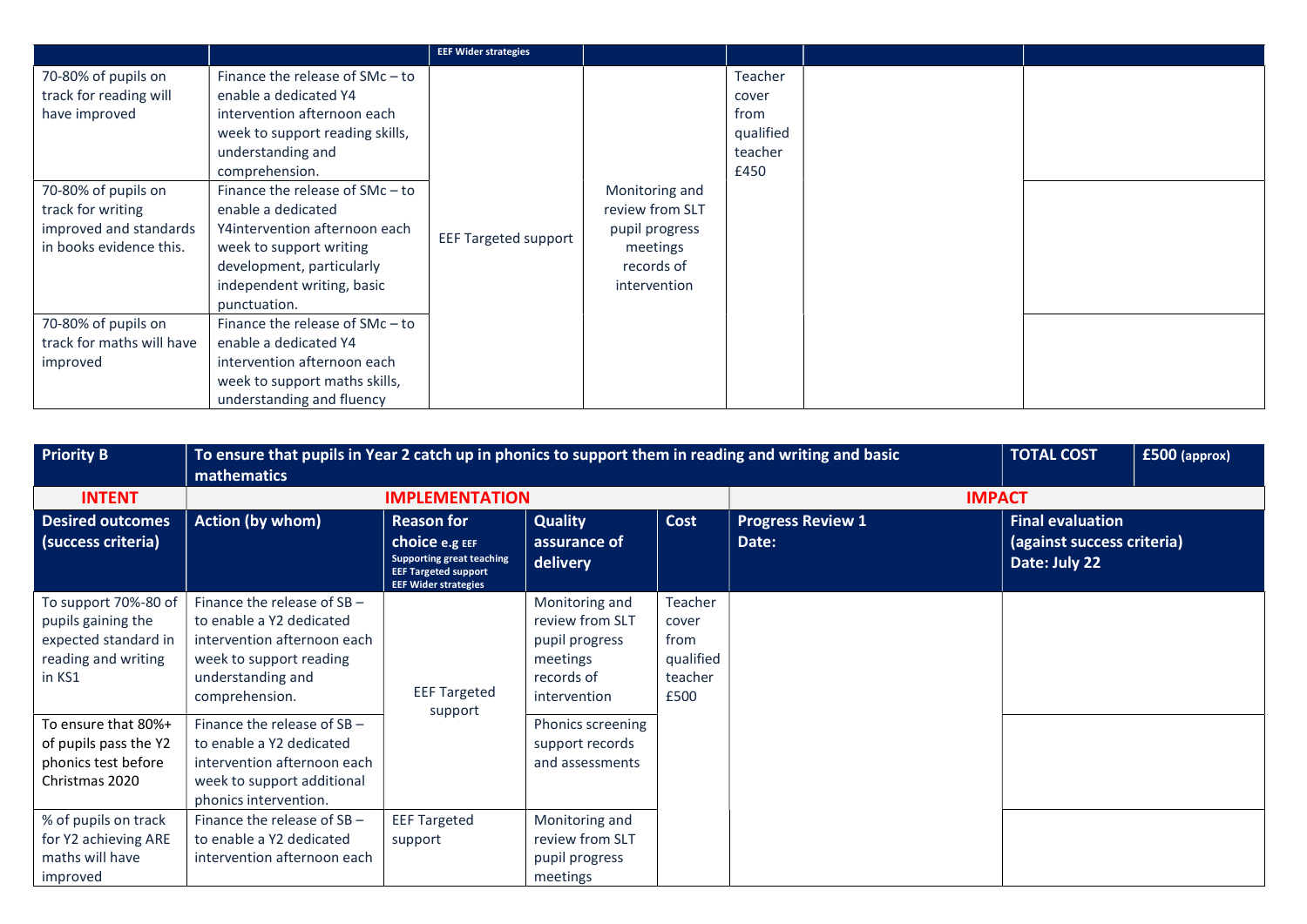| | | EEF Wider strategies | | | | |
|---|---|---|---|---|---|---|
| 70-80% of pupils on track for reading will have improved | Finance the release of SMc – to enable a dedicated Y4 intervention afternoon each week to support reading skills, understanding and comprehension. | EEF Targeted support | Monitoring and review from SLT pupil progress meetings records of intervention | Teacher cover from qualified teacher £450 | | |
| 70-80% of pupils on track for writing improved and standards in books evidence this. | Finance the release of SMc – to enable a dedicated Y4intervention afternoon each week to support writing development, particularly independent writing, basic punctuation. | | | | | |
| 70-80% of pupils on track for maths will have improved | Finance the release of SMc – to enable a dedicated Y4 intervention afternoon each week to support maths skills, understanding and fluency | | | | | |

| **Priority B** | **To ensure that pupils in Year 2 catch up in phonics to support them in reading and writing and basic mathematics** | | | | | **TOTAL COST** | **£500** (approx) |
|---|---|---|---|---|---|---|---|
| **INTENT** | **IMPLEMENTATION** | | | | **IMPACT** | | |
| **Desired outcomes (success criteria)** | **Action (by whom)** | **Reason for choice e.g EEF** Supporting great teaching EEF Targeted support EEF Wider strategies | **Quality assurance of delivery** | **Cost** | **Progress Review 1 Date:** | **Final evaluation (against success criteria) Date: July 22** | |
| To support 70%-80 of pupils gaining the expected standard in reading and writing in KS1 | Finance the release of SB – to enable a Y2 dedicated intervention afternoon each week to support reading understanding and comprehension. | EEF Targeted support | Monitoring and review from SLT pupil progress meetings records of intervention | Teacher cover from qualified teacher £500 | | | |
| To ensure that 80%+ of pupils pass the Y2 phonics test before Christmas 2020 | Finance the release of SB – to enable a Y2 dedicated intervention afternoon each week to support additional phonics intervention. | | Phonics screening support records and assessments | | | | |
| % of pupils on track for Y2 achieving ARE maths will have improved | Finance the release of SB – to enable a Y2 dedicated intervention afternoon each | EEF Targeted support | Monitoring and review from SLT pupil progress meetings | | | | |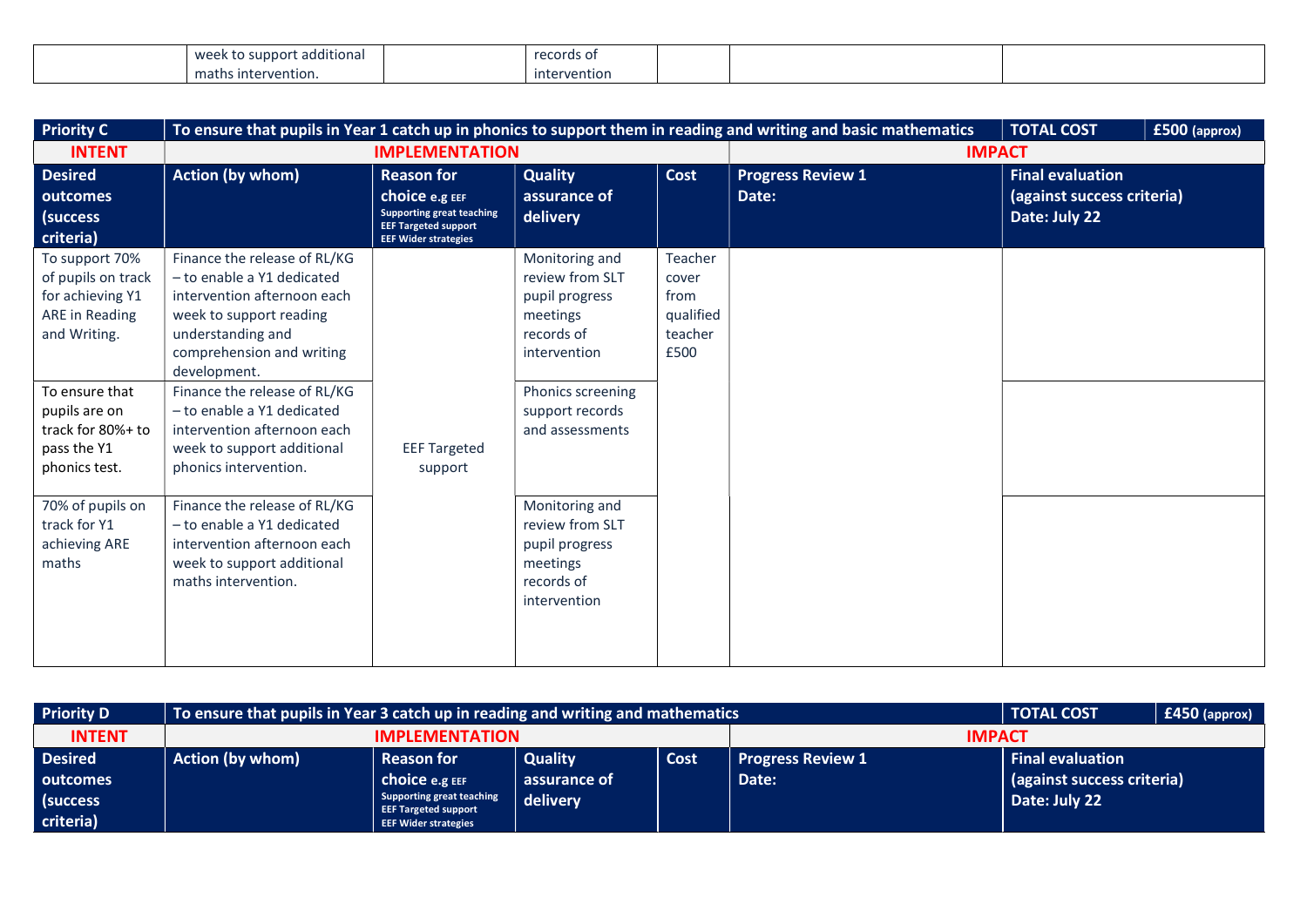| | week to support additional maths intervention. | | records of intervention | | | |
|---|---|---|---|---|---|---|

| **Priority C** | **To ensure that pupils in Year 1 catch up in phonics to support them in reading and writing and basic mathematics** | | | | **TOTAL COST** | **£500 (approx)** |
|---|---|---|---|---|---|---|
| **INTENT** | **IMPLEMENTATION** | | | | **IMPACT** | |
| **Desired outcomes (success criteria)** | **Action (by whom)** | **Reason for choice e.g EEF** Supporting great teaching EEF Targeted support EEF Wider strategies | **Quality assurance of delivery** | **Cost** | **Progress Review 1 Date:** | **Final evaluation (against success criteria) Date: July 22** |
| To support 70% of pupils on track for achieving Y1 ARE in Reading and Writing. | Finance the release of RL/KG – to enable a Y1 dedicated intervention afternoon each week to support reading understanding and comprehension and writing development. | EEF Targeted support | Monitoring and review from SLT pupil progress meetings records of intervention | Teacher cover from qualified teacher £500 | | |
| To ensure that pupils are on track for 80%+ to pass the Y1 phonics test. | Finance the release of RL/KG – to enable a Y1 dedicated intervention afternoon each week to support additional phonics intervention. | | Phonics screening support records and assessments | | | |
| 70% of pupils on track for Y1 achieving ARE maths | Finance the release of RL/KG – to enable a Y1 dedicated intervention afternoon each week to support additional maths intervention. | | Monitoring and review from SLT pupil progress meetings records of intervention | | | |

| **Priority D** | **To ensure that pupils in Year 3 catch up in reading and writing and mathematics** | | | | **TOTAL COST** | **£450 (approx)** |
|---|---|---|---|---|---|---|
| **INTENT** | **IMPLEMENTATION** | | | | **IMPACT** | |
| **Desired outcomes (success criteria)** | **Action (by whom)** | **Reason for choice e.g EEF** Supporting great teaching EEF Targeted support EEF Wider strategies | **Quality assurance of delivery** | **Cost** | **Progress Review 1 Date:** | **Final evaluation (against success criteria) Date: July 22** |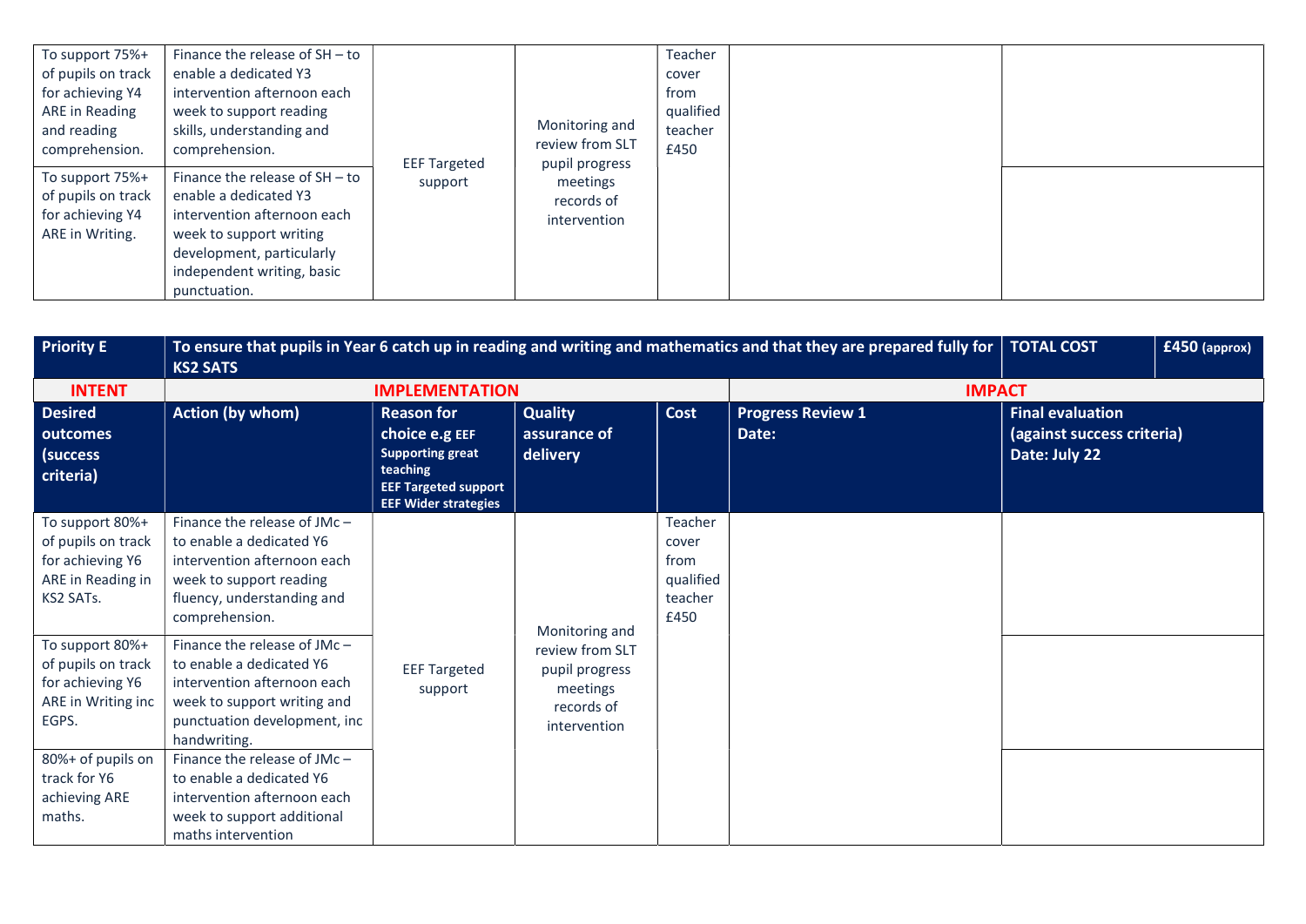| | | | | | | |
|---|---|---|---|---|---|---|
| To support 75%+ of pupils on track for achieving Y4 ARE in Reading and reading comprehension. | Finance the release of SH – to enable a dedicated Y3 intervention afternoon each week to support reading skills, understanding and comprehension. | EEF Targeted support | Monitoring and review from SLT pupil progress meetings records of intervention | Teacher cover from qualified teacher £450 | | |
| To support 75%+ of pupils on track for achieving Y4 ARE in Writing. | Finance the release of SH – to enable a dedicated Y3 intervention afternoon each week to support writing development, particularly independent writing, basic punctuation. | | | | | |

| **Priority E** | **To ensure that pupils in Year 6 catch up in reading and writing and mathematics and that they are prepared fully for KS2 SATS** | | | | | **TOTAL COST** / **£450** (approx) |
|---|---|---|---|---|---|---|
| **INTENT** | **IMPLEMENTATION** | | | | **IMPACT** | |
| **Desired outcomes (success criteria)** | **Action (by whom)** | **Reason for choice e.g EEF Supporting great teaching EEF Targeted support EEF Wider strategies** | **Quality assurance of delivery** | **Cost** | **Progress Review 1 Date:** | **Final evaluation (against success criteria) Date: July 22** |
| To support 80%+ of pupils on track for achieving Y6 ARE in Reading in KS2 SATs. | Finance the release of JMc – to enable a dedicated Y6 intervention afternoon each week to support reading fluency, understanding and comprehension. | EEF Targeted support | Monitoring and review from SLT pupil progress meetings records of intervention | Teacher cover from qualified teacher £450 | | |
| To support 80%+ of pupils on track for achieving Y6 ARE in Writing inc EGPS. | Finance the release of JMc – to enable a dedicated Y6 intervention afternoon each week to support writing and punctuation development, inc handwriting. | | | | | |
| 80%+ of pupils on track for Y6 achieving ARE maths. | Finance the release of JMc – to enable a dedicated Y6 intervention afternoon each week to support additional maths intervention | | | | | |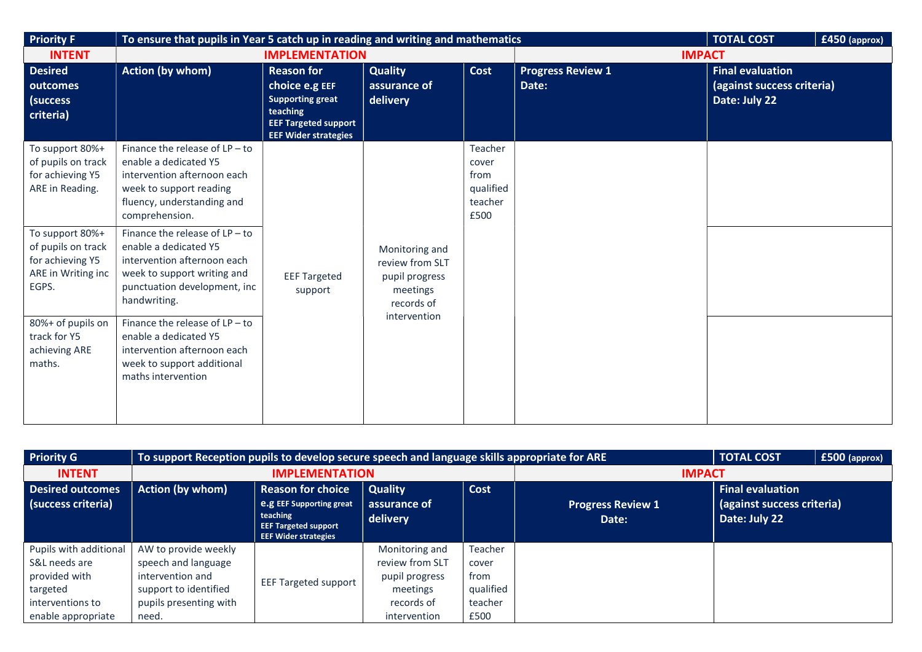| Priority F | To ensure that pupils in Year 5 catch up in reading and writing and mathematics | | | | | TOTAL COST | £450 (approx) |
|---|---|---|---|---|---|---|---|
| **INTENT** | **IMPLEMENTATION** | | | | **IMPACT** | | |
| **Desired outcomes (success criteria)** | **Action (by whom)** | **Reason for choice e.g EEF Supporting great teaching EEF Targeted support EEF Wider strategies** | **Quality assurance of delivery** | **Cost** | **Progress Review 1 Date:** | **Final evaluation (against success criteria) Date: July 22** | |
| To support 80%+ of pupils on track for achieving Y5 ARE in Reading. | Finance the release of LP – to enable a dedicated Y5 intervention afternoon each week to support reading fluency, understanding and comprehension. | EEF Targeted support | Monitoring and review from SLT pupil progress meetings records of intervention | Teacher cover from qualified teacher £500 | | | |
| To support 80%+ of pupils on track for achieving Y5 ARE in Writing inc EGPS. | Finance the release of LP – to enable a dedicated Y5 intervention afternoon each week to support writing and punctuation development, inc handwriting. | | | | | | |
| 80%+ of pupils on track for Y5 achieving ARE maths. | Finance the release of LP – to enable a dedicated Y5 intervention afternoon each week to support additional maths intervention | | | | | | |

| Priority G | To support Reception pupils to develop secure speech and language skills appropriate for ARE | | | | | TOTAL COST | £500 (approx) |
|---|---|---|---|---|---|---|---|
| **INTENT** | **IMPLEMENTATION** | | | | **IMPACT** | | |
| **Desired outcomes (success criteria)** | **Action (by whom)** | **Reason for choice e.g EEF Supporting great teaching EEF Targeted support EEF Wider strategies** | **Quality assurance of delivery** | **Cost** | **Progress Review 1 Date:** | **Final evaluation (against success criteria) Date: July 22** | |
| Pupils with additional S&L needs are provided with targeted interventions to enable appropriate | AW to provide weekly speech and language intervention and support to identified pupils presenting with need. | EEF Targeted support | Monitoring and review from SLT pupil progress meetings records of intervention | Teacher cover from qualified teacher £500 | | | |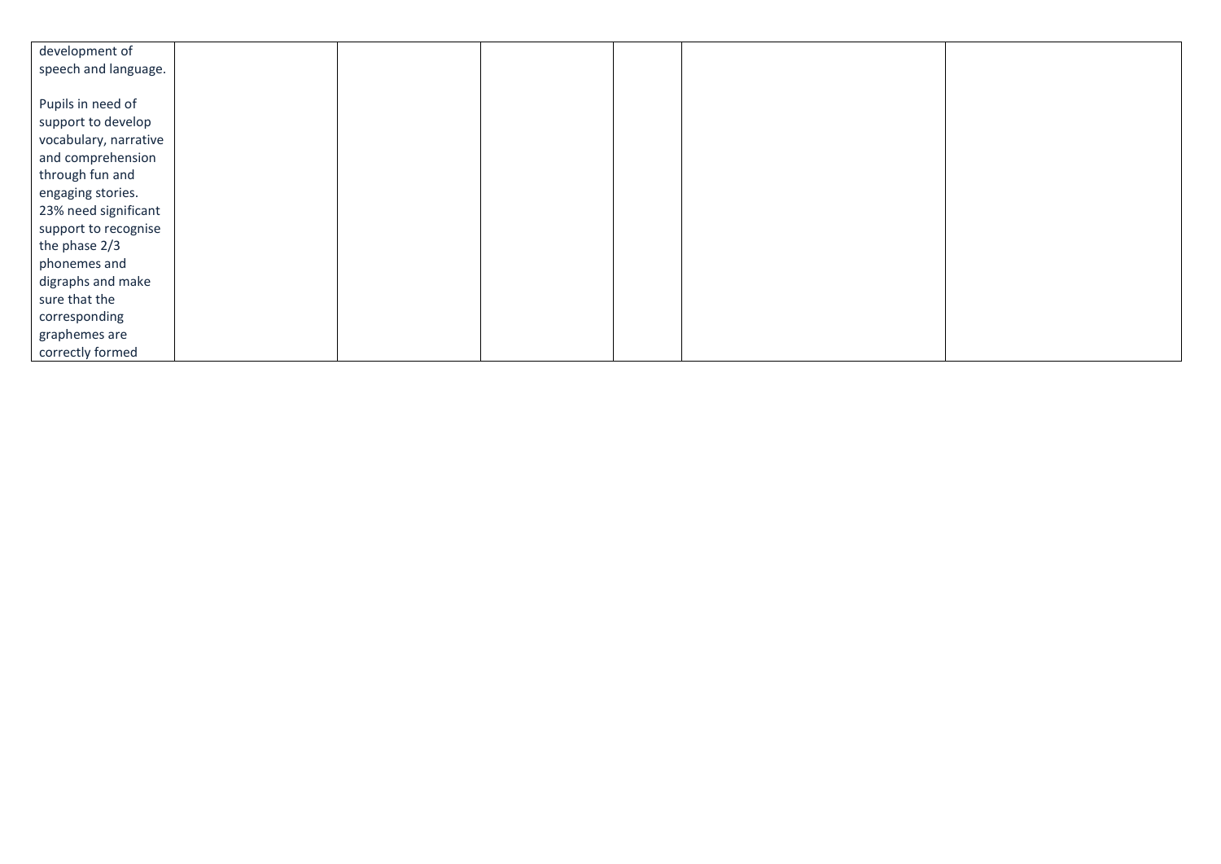| | | | | | | |
|---|---|---|---|---|---|---|
| development of speech and language.<br><br>Pupils in need of support to develop vocabulary, narrative and comprehension through fun and engaging stories. 23% need significant support to recognise the phase 2/3 phonemes and digraphs and make sure that the corresponding graphemes are correctly formed | | | | | | |